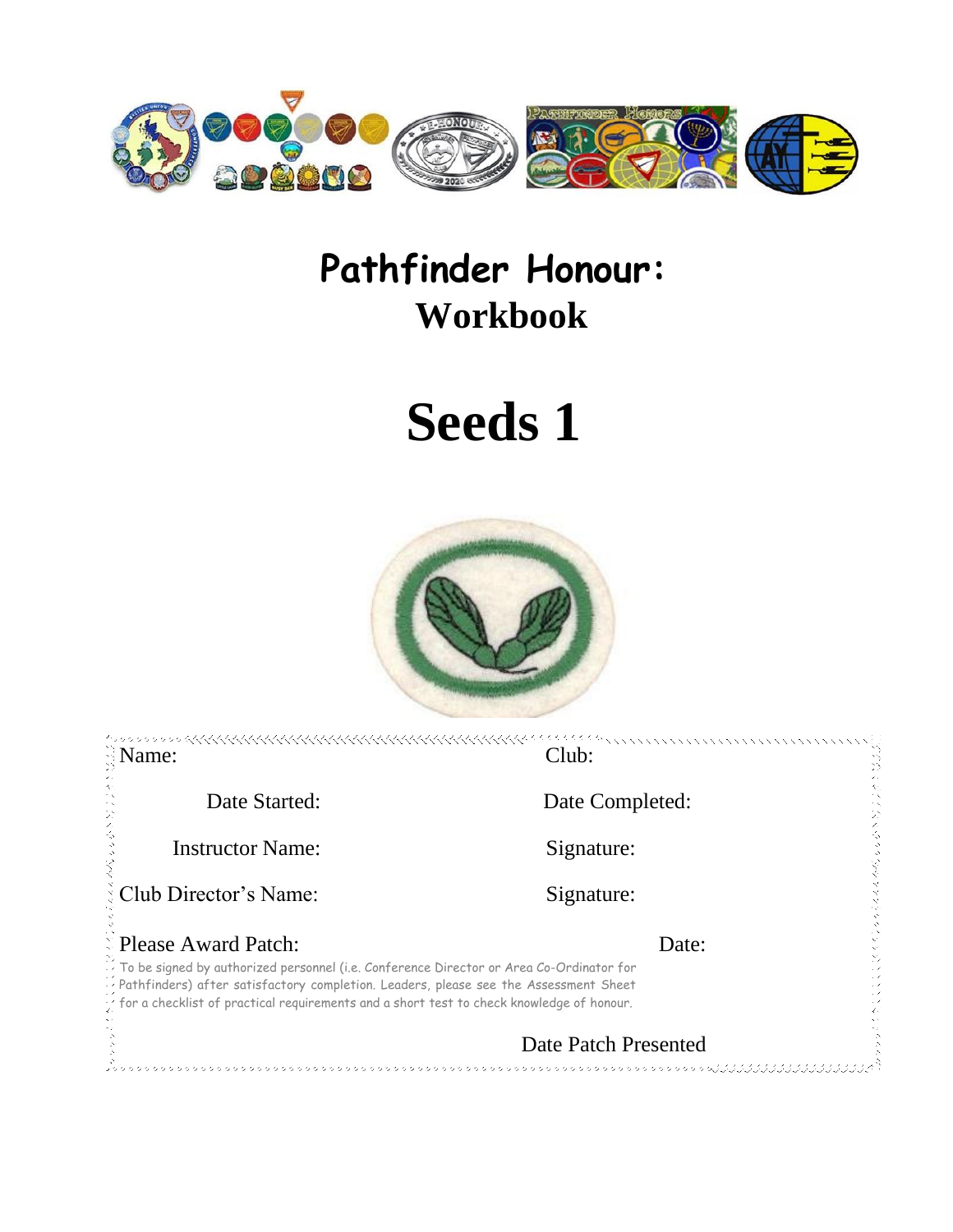# Pathfinder Honour:
## Workbook

# Seeds 1

Name: Club:

Date Started: Date Completed:

Instructor Name: Signature:

Club Director's Name: Signature:

Please Award Patch: Date:

To be signed by authorized personnel (i.e. Conference Director or Area Co-Ordinator for Pathfinders) after satisfactory completion. Leaders, please see the Assessment Sheet for a checklist of practical requirements and a short test to check knowledge of honour.

Date Patch Presented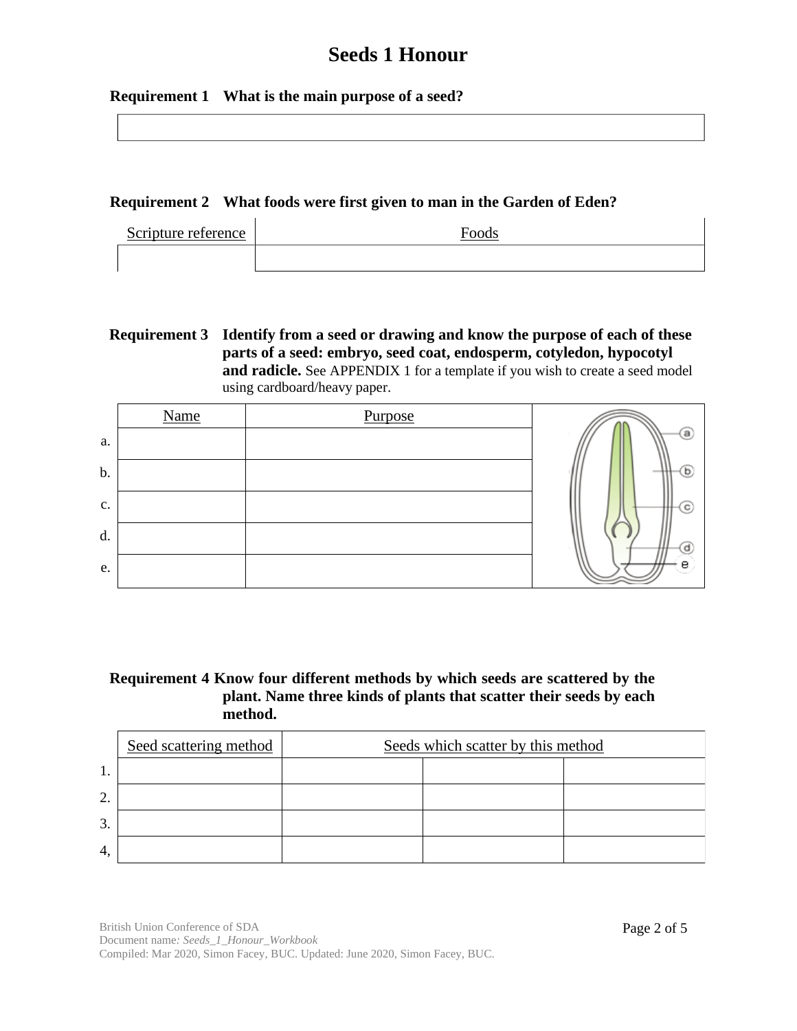# Seeds 1 Honour

**Requirement 1 What is the main purpose of a seed?**

| |
|---|
| |

**Requirement 2 What foods were first given to man in the Garden of Eden?**

| Scripture reference | Foods |
|---|---|
| | |

**Requirement 3 Identify from a seed or drawing and know the purpose of each of these parts of a seed: embryo, seed coat, endosperm, cotyledon, hypocotyl and radicle.** See APPENDIX 1 for a template if you wish to create a seed model using cardboard/heavy paper.

| | Name | Purpose |
|---|---|---|
| a. | | |
| b. | | |
| c. | | |
| d. | | |
| e. | | |

**Requirement 4 Know four different methods by which seeds are scattered by the plant. Name three kinds of plants that scatter their seeds by each method.**

| | Seed scattering method | Seeds which scatter by this method | | |
|---|---|---|---|---|
| 1. | | | | |
| 2. | | | | |
| 3. | | | | |
| 4, | | | | |

British Union Conference of SDA
Document name: *Seeds_1_Honour_Workbook*
Compiled: Mar 2020, Simon Facey, BUC. Updated: June 2020, Simon Facey, BUC.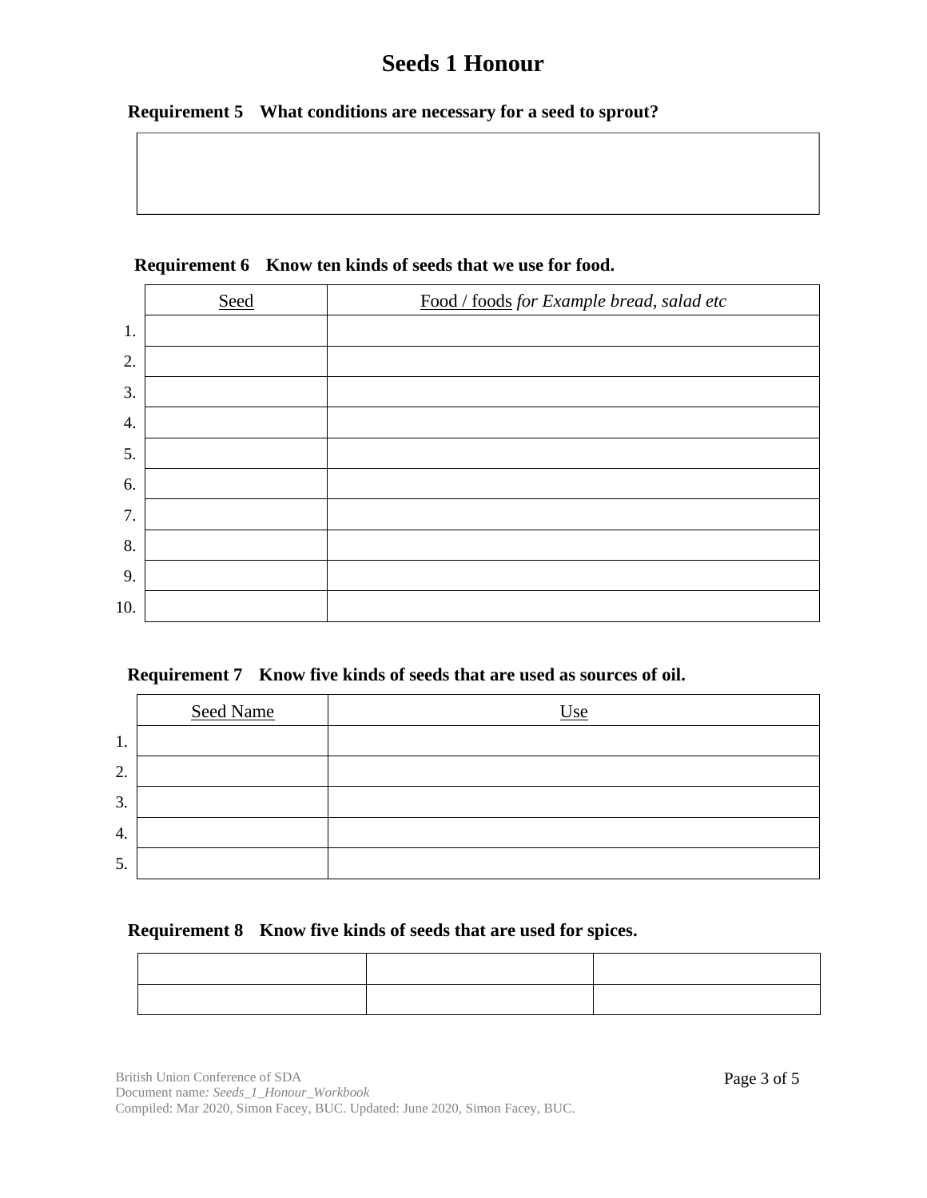# Seeds 1 Honour

**Requirement 5 What conditions are necessary for a seed to sprout?**

| |
|---|
| |

**Requirement 6 Know ten kinds of seeds that we use for food.**

| | Seed | Food / foods *for Example bread, salad etc* |
|---|---|---|
| 1. | | |
| 2. | | |
| 3. | | |
| 4. | | |
| 5. | | |
| 6. | | |
| 7. | | |
| 8. | | |
| 9. | | |
| 10. | | |

**Requirement 7 Know five kinds of seeds that are used as sources of oil.**

| | Seed Name | Use |
|---|---|---|
| 1. | | |
| 2. | | |
| 3. | | |
| 4. | | |
| 5. | | |

**Requirement 8 Know five kinds of seeds that are used for spices.**

| | | |
|---|---|---|
| | | |
| | | |

British Union Conference of SDA
Document name: *Seeds_1_Honour_Workbook*
Compiled: Mar 2020, Simon Facey, BUC. Updated: June 2020, Simon Facey, BUC.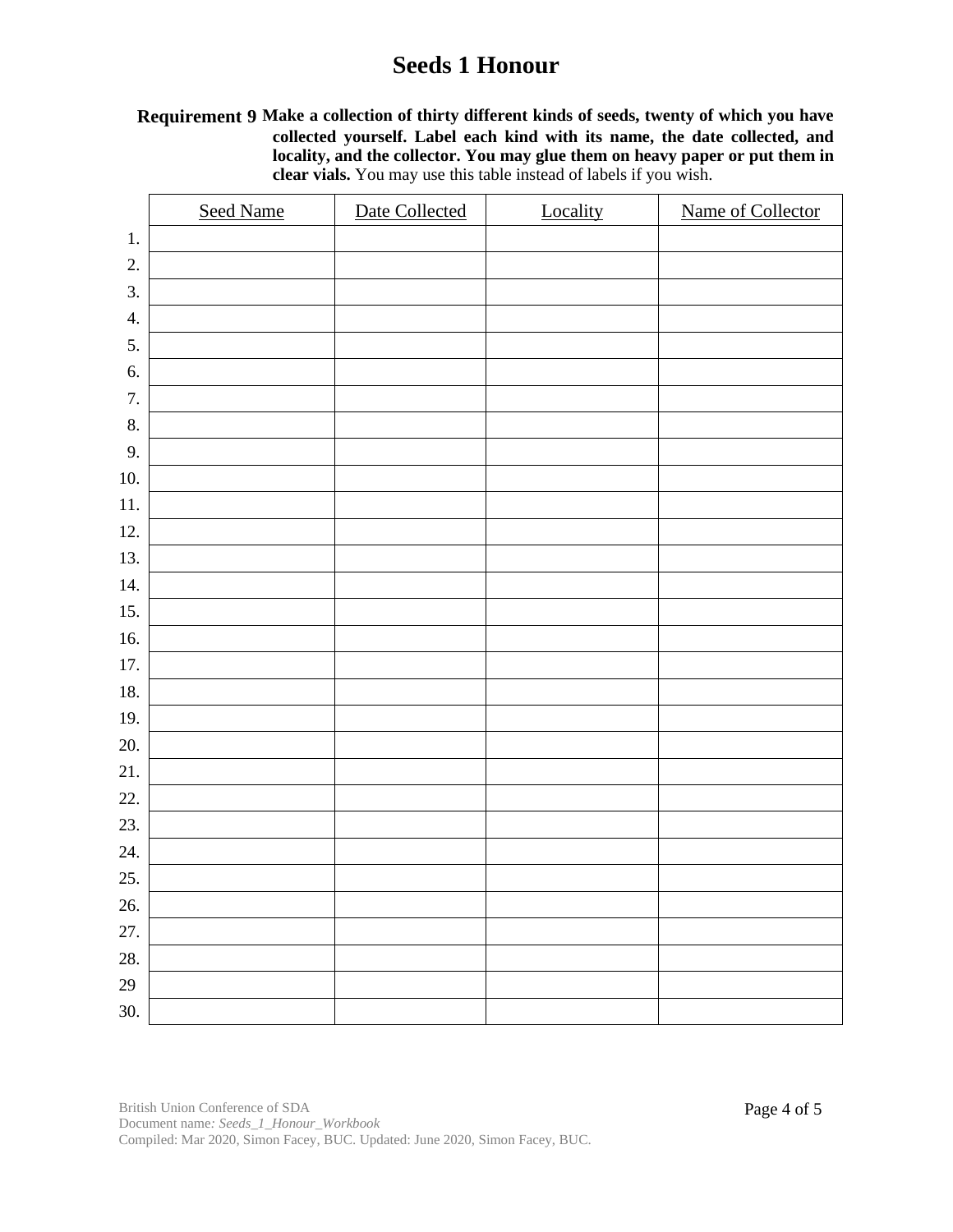# Seeds 1 Honour

**Requirement 9** **Make a collection of thirty different kinds of seeds, twenty of which you have collected yourself. Label each kind with its name, the date collected, and locality, and the collector. You may glue them on heavy paper or put them in clear vials.** You may use this table instead of labels if you wish.

| | Seed Name | Date Collected | Locality | Name of Collector |
|---|---|---|---|---|
| 1. | | | | |
| 2. | | | | |
| 3. | | | | |
| 4. | | | | |
| 5. | | | | |
| 6. | | | | |
| 7. | | | | |
| 8. | | | | |
| 9. | | | | |
| 10. | | | | |
| 11. | | | | |
| 12. | | | | |
| 13. | | | | |
| 14. | | | | |
| 15. | | | | |
| 16. | | | | |
| 17. | | | | |
| 18. | | | | |
| 19. | | | | |
| 20. | | | | |
| 21. | | | | |
| 22. | | | | |
| 23. | | | | |
| 24. | | | | |
| 25. | | | | |
| 26. | | | | |
| 27. | | | | |
| 28. | | | | |
| 29 | | | | |
| 30. | | | | |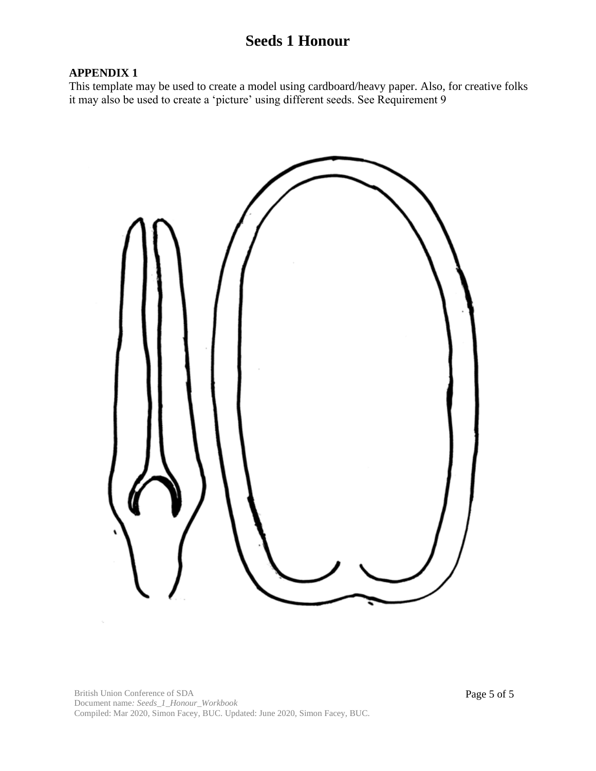## APPENDIX 1

This template may be used to create a model using cardboard/heavy paper. Also, for creative folks it may also be used to create a 'picture' using different seeds. See Requirement 9